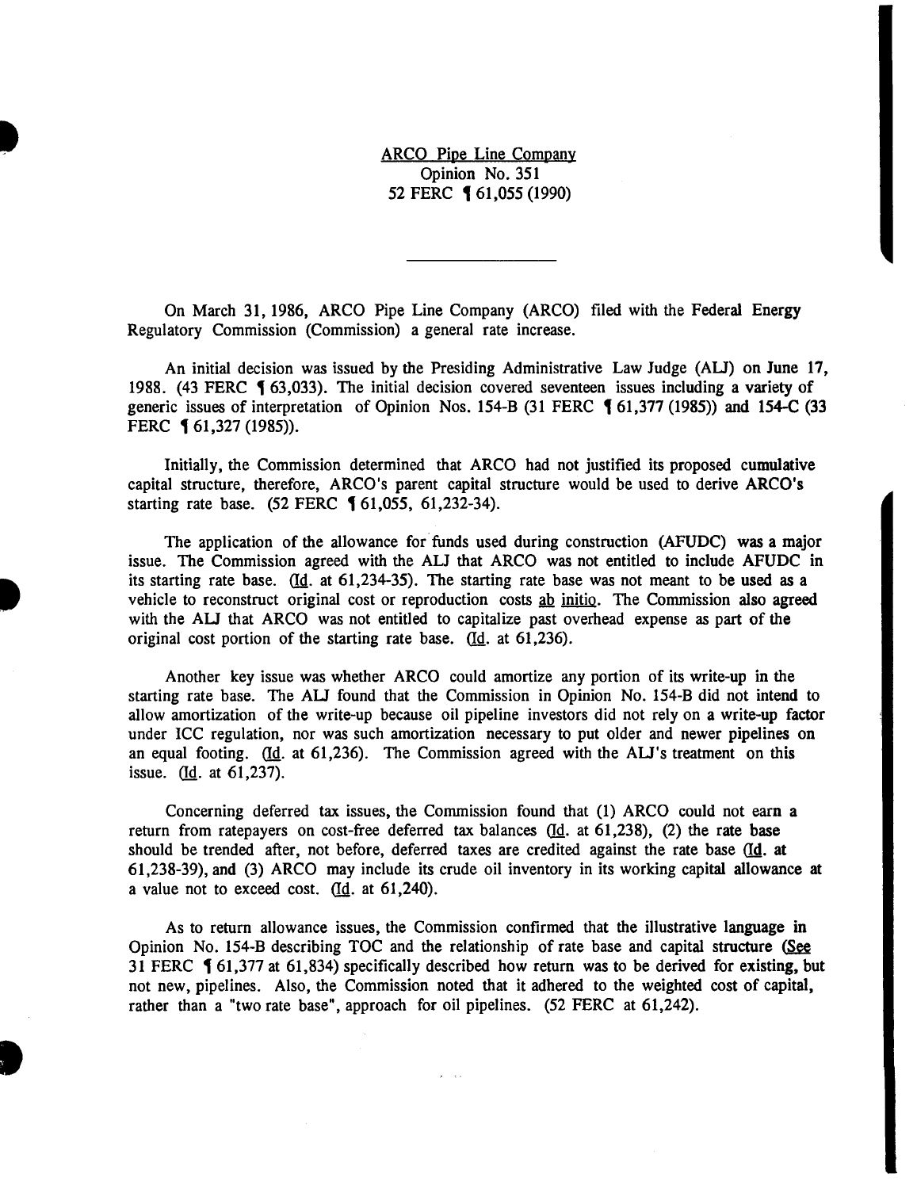ARCO Pipe Line Company
Opinion No. 351
52 FERC ¶ 61,055 (1990)

---

On March 31, 1986, ARCO Pipe Line Company (ARCO) filed with the Federal Energy Regulatory Commission (Commission) a general rate increase.

An initial decision was issued by the Presiding Administrative Law Judge (ALJ) on June 17, 1988. (43 FERC ¶ 63,033). The initial decision covered seventeen issues including a variety of generic issues of interpretation of Opinion Nos. 154-B (31 FERC ¶ 61,377 (1985)) and 154-C (33 FERC ¶ 61,327 (1985)).

Initially, the Commission determined that ARCO had not justified its proposed cumulative capital structure, therefore, ARCO's parent capital structure would be used to derive ARCO's starting rate base. (52 FERC ¶ 61,055, 61,232-34).

The application of the allowance for funds used during construction (AFUDC) was a major issue. The Commission agreed with the ALJ that ARCO was not entitled to include AFUDC in its starting rate base. (Id. at 61,234-35). The starting rate base was not meant to be used as a vehicle to reconstruct original cost or reproduction costs ab initio. The Commission also agreed with the ALJ that ARCO was not entitled to capitalize past overhead expense as part of the original cost portion of the starting rate base. (Id. at 61,236).

Another key issue was whether ARCO could amortize any portion of its write-up in the starting rate base. The ALJ found that the Commission in Opinion No. 154-B did not intend to allow amortization of the write-up because oil pipeline investors did not rely on a write-up factor under ICC regulation, nor was such amortization necessary to put older and newer pipelines on an equal footing. (Id. at 61,236). The Commission agreed with the ALJ's treatment on this issue. (Id. at 61,237).

Concerning deferred tax issues, the Commission found that (1) ARCO could not earn a return from ratepayers on cost-free deferred tax balances (Id. at 61,238), (2) the rate base should be trended after, not before, deferred taxes are credited against the rate base (Id. at 61,238-39), and (3) ARCO may include its crude oil inventory in its working capital allowance at a value not to exceed cost. (Id. at 61,240).

As to return allowance issues, the Commission confirmed that the illustrative language in Opinion No. 154-B describing TOC and the relationship of rate base and capital structure (See 31 FERC ¶ 61,377 at 61,834) specifically described how return was to be derived for existing, but not new, pipelines. Also, the Commission noted that it adhered to the weighted cost of capital, rather than a "two rate base", approach for oil pipelines. (52 FERC at 61,242).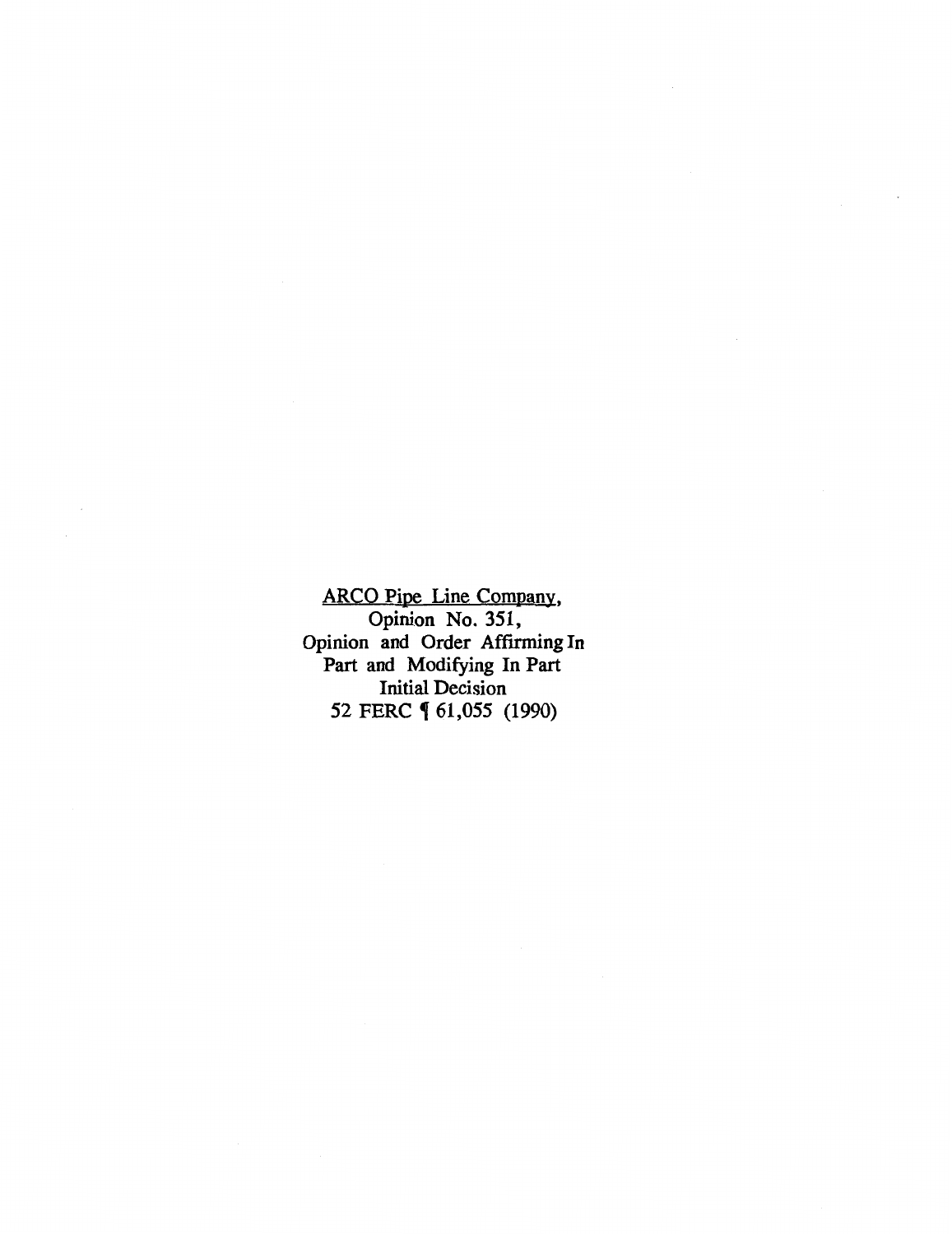ARCO Pipe Line Company,
Opinion No. 351,
Opinion and Order Affirming In
Part and Modifying In Part
Initial Decision
52 FERC ¶ 61,055 (1990)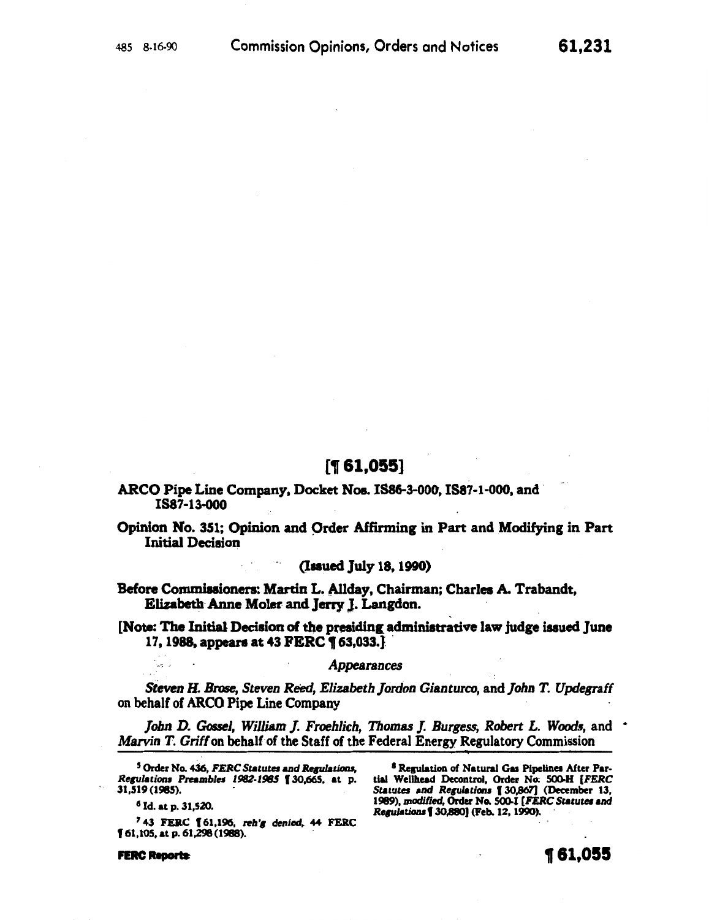# [¶ 61,055]

**ARCO Pipe Line Company, Docket Nos. IS86-3-000, IS87-1-000, and IS87-13-000**

**Opinion No. 351; Opinion and Order Affirming in Part and Modifying in Part Initial Decision**

**(Issued July 18, 1990)**

**Before Commissioners: Martin L. Allday, Chairman; Charles A. Trabandt, Elizabeth Anne Moler and Jerry J. Langdon.**

**[Note: The Initial Decision of the presiding administrative law judge issued June 17, 1988, appears at 43 FERC ¶ 63,033.]**

*Appearances*

*Steven H. Brose, Steven Reed, Elizabeth Jordon Gianturco,* and *John T. Updegraff* on behalf of ARCO Pipe Line Company

*John D. Gossel, William J. Froehlich, Thomas J. Burgess, Robert L. Woods,* and *Marvin T. Griff* on behalf of the Staff of the Federal Energy Regulatory Commission

---

[5] Order No. 436, *FERC Statutes and Regulations, Regulations Preambles 1982-1985* ¶ 30,665, at p. 31,519 (1985).

[6] Id. at p. 31,520.

[7] 43 FERC ¶ 61,196, *reh'g denied,* 44 FERC ¶ 61,105, at p. 61,298 (1988).

[8] Regulation of Natural Gas Pipelines After Partial Wellhead Decontrol, Order No. 500-H [*FERC Statutes and Regulations* ¶ 30,867] (December 13, 1989), *modified,* Order No. 500-I [*FERC Statutes and Regulations* ¶ 30,880] (Feb. 12, 1990).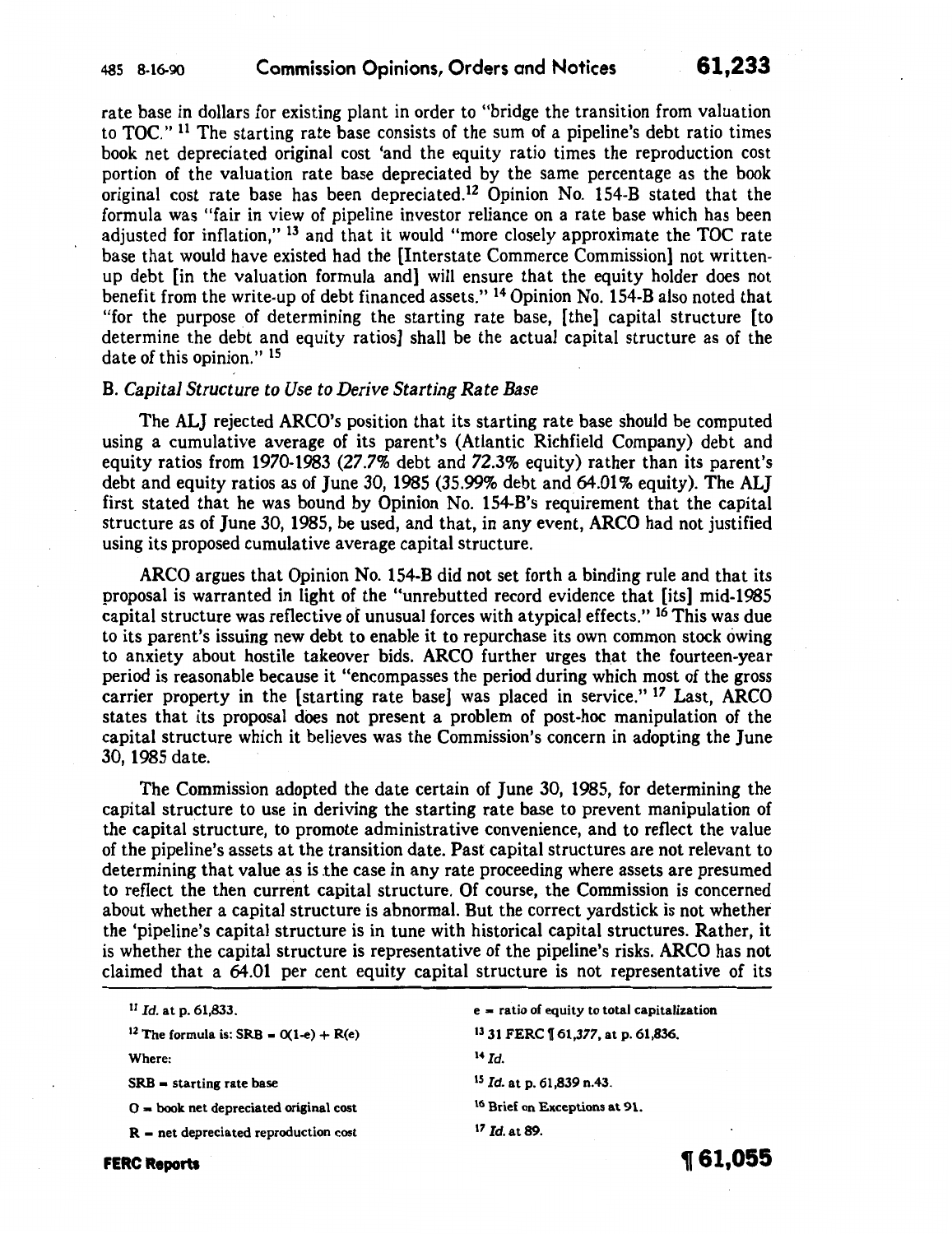rate base in dollars for existing plant in order to "bridge the transition from valuation to TOC." [11] The starting rate base consists of the sum of a pipeline's debt ratio times book net depreciated original cost 'and the equity ratio times the reproduction cost portion of the valuation rate base depreciated by the same percentage as the book original cost rate base has been depreciated.[12] Opinion No. 154-B stated that the formula was "fair in view of pipeline investor reliance on a rate base which has been adjusted for inflation," [13] and that it would "more closely approximate the TOC rate base that would have existed had the [Interstate Commerce Commission] not written-up debt [in the valuation formula and] will ensure that the equity holder does not benefit from the write-up of debt financed assets." [14] Opinion No. 154-B also noted that "for the purpose of determining the starting rate base, [the] capital structure [to determine the debt and equity ratios] shall be the actual capital structure as of the date of this opinion." [15]

### B. *Capital Structure to Use to Derive Starting Rate Base*

The ALJ rejected ARCO's position that its starting rate base should be computed using a cumulative average of its parent's (Atlantic Richfield Company) debt and equity ratios from 1970-1983 (27.7% debt and 72.3% equity) rather than its parent's debt and equity ratios as of June 30, 1985 (35.99% debt and 64.01% equity). The ALJ first stated that he was bound by Opinion No. 154-B's requirement that the capital structure as of June 30, 1985, be used, and that, in any event, ARCO had not justified using its proposed cumulative average capital structure.

ARCO argues that Opinion No. 154-B did not set forth a binding rule and that its proposal is warranted in light of the "unrebutted record evidence that [its] mid-1985 capital structure was reflective of unusual forces with atypical effects." [16] This was due to its parent's issuing new debt to enable it to repurchase its own common stock owing to anxiety about hostile takeover bids. ARCO further urges that the fourteen-year period is reasonable because it "encompasses the period during which most of the gross carrier property in the [starting rate base] was placed in service." [17] Last, ARCO states that its proposal does not present a problem of post-hoc manipulation of the capital structure which it believes was the Commission's concern in adopting the June 30, 1985 date.

The Commission adopted the date certain of June 30, 1985, for determining the capital structure to use in deriving the starting rate base to prevent manipulation of the capital structure, to promote administrative convenience, and to reflect the value of the pipeline's assets at the transition date. Past capital structures are not relevant to determining that value as is the case in any rate proceeding where assets are presumed to reflect the then current capital structure. Of course, the Commission is concerned about whether a capital structure is abnormal. But the correct yardstick is not whether the 'pipeline's capital structure is in tune with historical capital structures. Rather, it is whether the capital structure is representative of the pipeline's risks. ARCO has not claimed that a 64.01 per cent equity capital structure is not representative of its

---

[11] *Id.* at p. 61,833.

[12] The formula is: $SRB = O(1-e) + R(e)$

Where:

SRB = starting rate base

O = book net depreciated original cost

R = net depreciated reproduction cost

e = ratio of equity to total capitalization

[13] 31 FERC ¶ 61,377, at p. 61,836.

[14] *Id.*

[15] *Id.* at p. 61,839 n.43.

[16] Brief on Exceptions at 91.

[17] *Id.* at 89.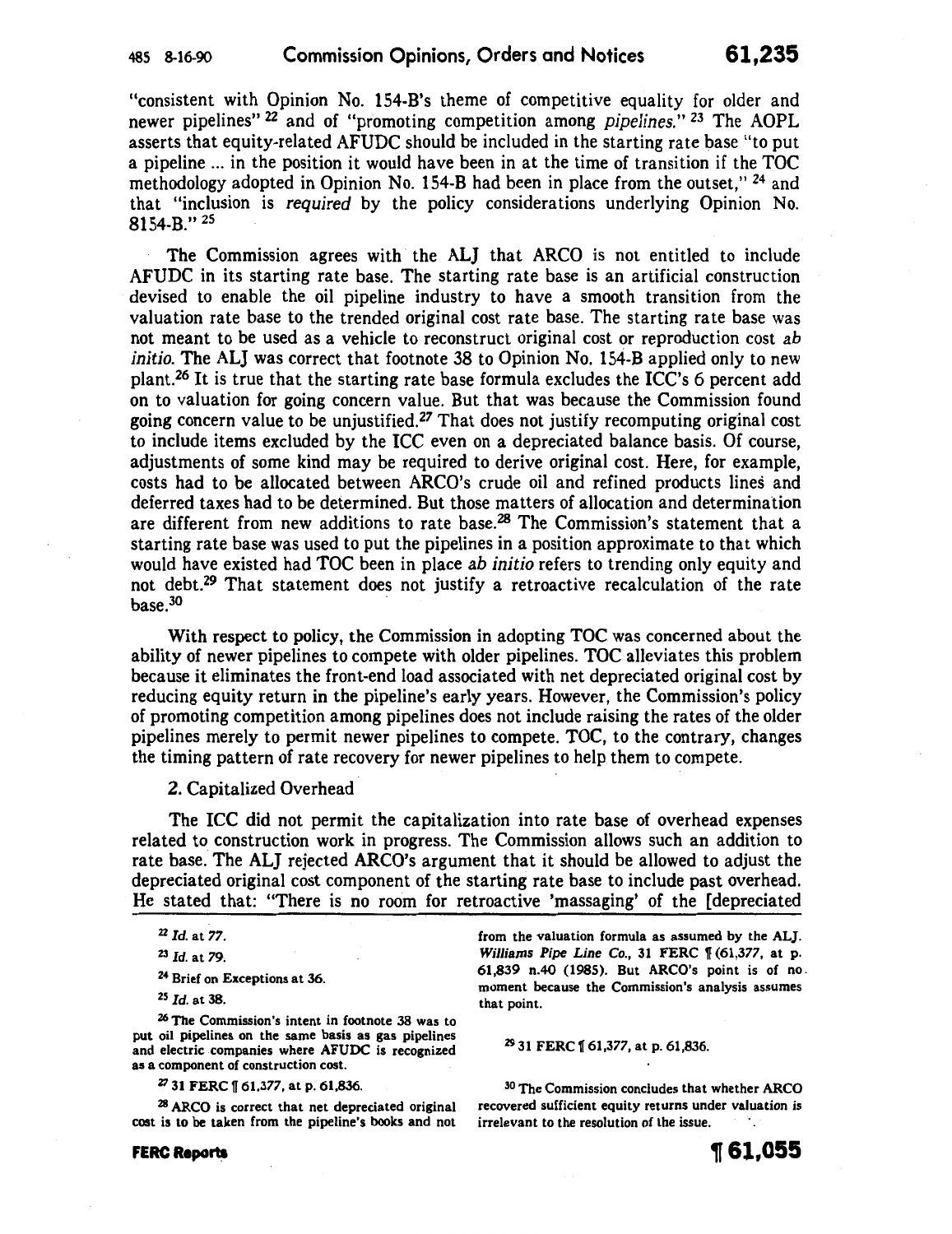"consistent with Opinion No. 154-B's theme of competitive equality for older and newer pipelines"[22] and of "promoting competition among *pipelines.*"[23] The AOPL asserts that equity-related AFUDC should be included in the starting rate base "to put a pipeline ... in the position it would have been in at the time of transition if the TOC methodology adopted in Opinion No. 154-B had been in place from the outset,"[24] and that "inclusion is *required* by the policy considerations underlying Opinion No. 8154-B."[25]

The Commission agrees with the ALJ that ARCO is not entitled to include AFUDC in its starting rate base. The starting rate base is an artificial construction devised to enable the oil pipeline industry to have a smooth transition from the valuation rate base to the trended original cost rate base. The starting rate base was not meant to be used as a vehicle to reconstruct original cost or reproduction cost *ab initio.* The ALJ was correct that footnote 38 to Opinion No. 154-B applied only to new plant.[26] It is true that the starting rate base formula excludes the ICC's 6 percent add on to valuation for going concern value. But that was because the Commission found going concern value to be unjustified.[27] That does not justify recomputing original cost to include items excluded by the ICC even on a depreciated balance basis. Of course, adjustments of some kind may be required to derive original cost. Here, for example, costs had to be allocated between ARCO's crude oil and refined products lines and deferred taxes had to be determined. But those matters of allocation and determination are different from new additions to rate base.[28] The Commission's statement that a starting rate base was used to put the pipelines in a position approximate to that which would have existed had TOC been in place *ab initio* refers to trending only equity and not debt.[29] That statement does not justify a retroactive recalculation of the rate base.[30]

With respect to policy, the Commission in adopting TOC was concerned about the ability of newer pipelines to compete with older pipelines. TOC alleviates this problem because it eliminates the front-end load associated with net depreciated original cost by reducing equity return in the pipeline's early years. However, the Commission's policy of promoting competition among pipelines does not include raising the rates of the older pipelines merely to permit newer pipelines to compete. TOC, to the contrary, changes the timing pattern of rate recovery for newer pipelines to help them to compete.

2. Capitalized Overhead

The ICC did not permit the capitalization into rate base of overhead expenses related to construction work in progress. The Commission allows such an addition to rate base. The ALJ rejected ARCO's argument that it should be allowed to adjust the depreciated original cost component of the starting rate base to include past overhead. He stated that: "There is no room for retroactive 'massaging' of the [depreciated

[22] *Id.* at 77.

[23] *Id.* at 79.

[24] Brief on Exceptions at 36.

[25] *Id.* at 38.

[26] The Commission's intent in footnote 38 was to put oil pipelines on the same basis as gas pipelines and electric companies where AFUDC is recognized as a component of construction cost.

[27] 31 FERC ¶ 61,377, at p. 61,836.

[28] ARCO is correct that net depreciated original cost is to be taken from the pipeline's books and not from the valuation formula as assumed by the ALJ. *Williams Pipe Line Co.,* 31 FERC ¶ 61,377, at p. 61,839 n.40 (1985). But ARCO's point is of no moment because the Commission's analysis assumes that point.

[29] 31 FERC ¶ 61,377, at p. 61,836.

[30] The Commission concludes that whether ARCO recovered sufficient equity returns under valuation is irrelevant to the resolution of the issue.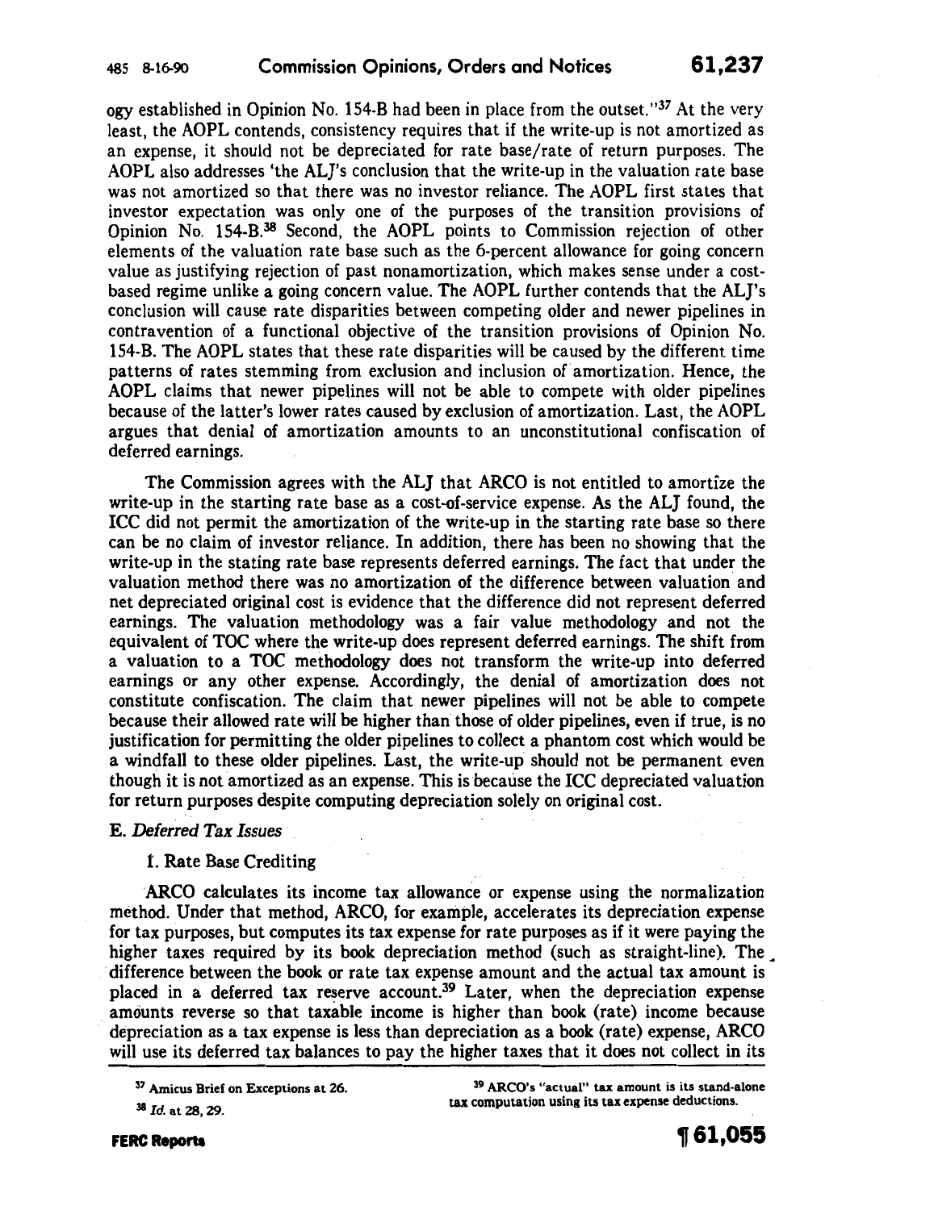ogy established in Opinion No. 154-B had been in place from the outset."[37] At the very least, the AOPL contends, consistency requires that if the write-up is not amortized as an expense, it should not be depreciated for rate base/rate of return purposes. The AOPL also addresses 'the ALJ's conclusion that the write-up in the valuation rate base was not amortized so that there was no investor reliance. The AOPL first states that investor expectation was only one of the purposes of the transition provisions of Opinion No. 154-B.[38] Second, the AOPL points to Commission rejection of other elements of the valuation rate base such as the 6-percent allowance for going concern value as justifying rejection of past nonamortization, which makes sense under a cost-based regime unlike a going concern value. The AOPL further contends that the ALJ's conclusion will cause rate disparities between competing older and newer pipelines in contravention of a functional objective of the transition provisions of Opinion No. 154-B. The AOPL states that these rate disparities will be caused by the different time patterns of rates stemming from exclusion and inclusion of amortization. Hence, the AOPL claims that newer pipelines will not be able to compete with older pipelines because of the latter's lower rates caused by exclusion of amortization. Last, the AOPL argues that denial of amortization amounts to an unconstitutional confiscation of deferred earnings.

The Commission agrees with the ALJ that ARCO is not entitled to amortize the write-up in the starting rate base as a cost-of-service expense. As the ALJ found, the ICC did not permit the amortization of the write-up in the starting rate base so there can be no claim of investor reliance. In addition, there has been no showing that the write-up in the stating rate base represents deferred earnings. The fact that under the valuation method there was no amortization of the difference between valuation and net depreciated original cost is evidence that the difference did not represent deferred earnings. The valuation methodology was a fair value methodology and not the equivalent of TOC where the write-up does represent deferred earnings. The shift from a valuation to a TOC methodology does not transform the write-up into deferred earnings or any other expense. Accordingly, the denial of amortization does not constitute confiscation. The claim that newer pipelines will not be able to compete because their allowed rate will be higher than those of older pipelines, even if true, is no justification for permitting the older pipelines to collect a phantom cost which would be a windfall to these older pipelines. Last, the write-up should not be permanent even though it is not amortized as an expense. This is because the ICC depreciated valuation for return purposes despite computing depreciation solely on original cost.

### E. *Deferred Tax Issues*

#### 1. Rate Base Crediting

ARCO calculates its income tax allowance or expense using the normalization method. Under that method, ARCO, for example, accelerates its depreciation expense for tax purposes, but computes its tax expense for rate purposes as if it were paying the higher taxes required by its book depreciation method (such as straight-line). The difference between the book or rate tax expense amount and the actual tax amount is placed in a deferred tax reserve account.[39] Later, when the depreciation expense amounts reverse so that taxable income is higher than book (rate) income because depreciation as a tax expense is less than depreciation as a book (rate) expense, ARCO will use its deferred tax balances to pay the higher taxes that it does not collect in its

---

[37] Amicus Brief on Exceptions at 26.

[38] *Id.* at 28, 29.

[39] ARCO's "actual" tax amount is its stand-alone tax computation using its tax expense deductions.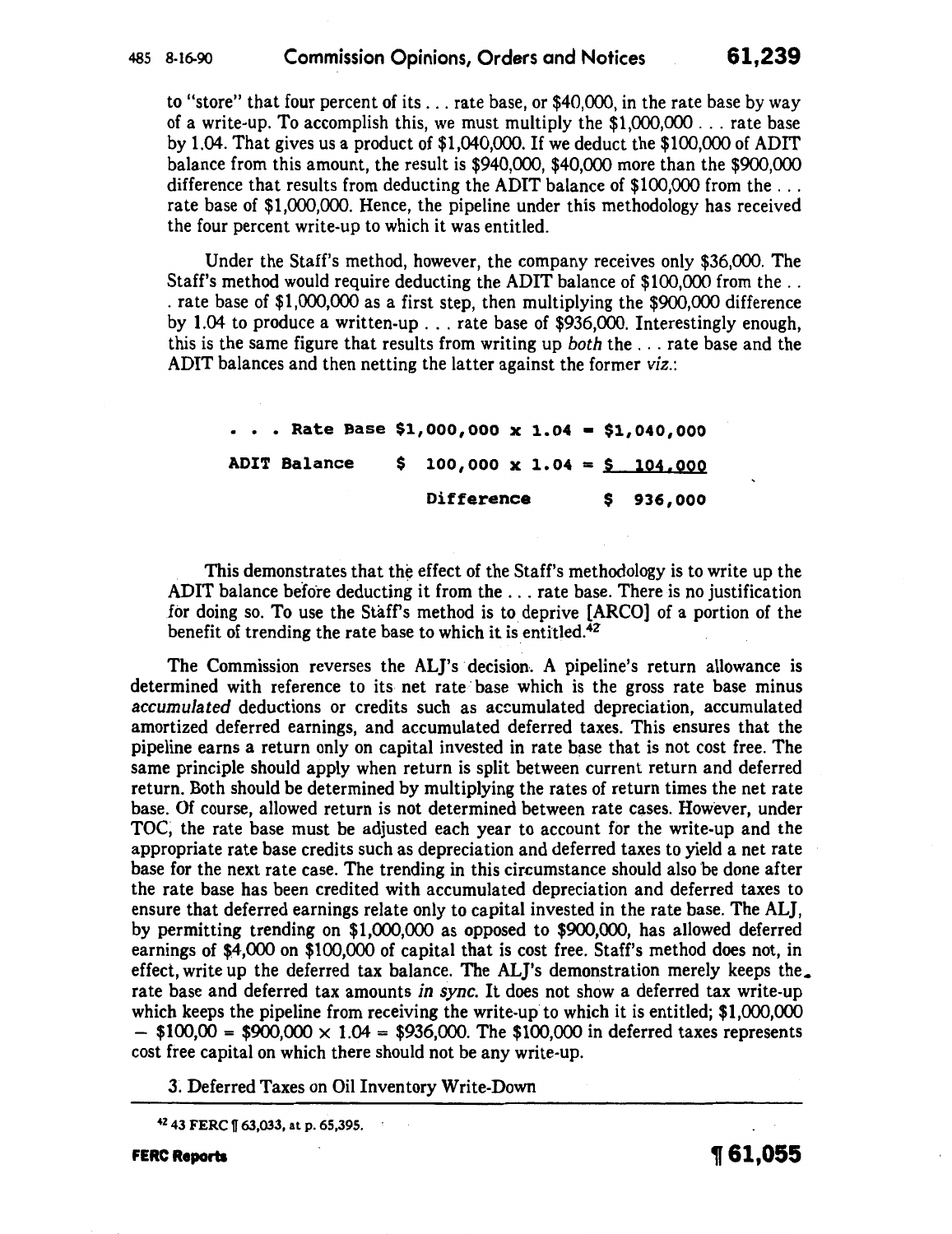to "store" that four percent of its . . . rate base, or $40,000, in the rate base by way of a write-up. To accomplish this, we must multiply the $1,000,000 . . . rate base by 1.04. That gives us a product of $1,040,000. If we deduct the $100,000 of ADIT balance from this amount, the result is $940,000, $40,000 more than the $900,000 difference that results from deducting the ADIT balance of $100,000 from the . . . rate base of $1,000,000. Hence, the pipeline under this methodology has received the four percent write-up to which it was entitled.

Under the Staff's method, however, the company receives only $36,000. The Staff's method would require deducting the ADIT balance of $100,000 from the . . . rate base of $1,000,000 as a first step, then multiplying the $900,000 difference by 1.04 to produce a written-up . . . rate base of $936,000. Interestingly enough, this is the same figure that results from writing up *both* the . . . rate base and the ADIT balances and then netting the latter against the former *viz.*:

```
. . . Rate Base $1,000,000 x 1.04 = $1,040,000
ADIT Balance    $  100,000 x 1.04 = $  104,000
                     Difference     $  936,000
```

This demonstrates that the effect of the Staff's methodology is to write up the ADIT balance before deducting it from the . . . rate base. There is no justification for doing so. To use the Staff's method is to deprive [ARCO] of a portion of the benefit of trending the rate base to which it is entitled.[42]

The Commission reverses the ALJ's decision. A pipeline's return allowance is determined with reference to its net rate base which is the gross rate base minus *accumulated* deductions or credits such as accumulated depreciation, accumulated amortized deferred earnings, and accumulated deferred taxes. This ensures that the pipeline earns a return only on capital invested in rate base that is not cost free. The same principle should apply when return is split between current return and deferred return. Both should be determined by multiplying the rates of return times the net rate base. Of course, allowed return is not determined between rate cases. However, under TOC, the rate base must be adjusted each year to account for the write-up and the appropriate rate base credits such as depreciation and deferred taxes to yield a net rate base for the next rate case. The trending in this circumstance should also be done after the rate base has been credited with accumulated depreciation and deferred taxes to ensure that deferred earnings relate only to capital invested in the rate base. The ALJ, by permitting trending on $1,000,000 as opposed to $900,000, has allowed deferred earnings of $4,000 on $100,000 of capital that is cost free. Staff's method does not, in effect, write up the deferred tax balance. The ALJ's demonstration merely keeps the rate base and deferred tax amounts *in sync*. It does not show a deferred tax write-up which keeps the pipeline from receiving the write-up to which it is entitled; $1,000,000 − $100,00 = $900,000 × 1.04 = $936,000. The $100,000 in deferred taxes represents cost free capital on which there should not be any write-up.

3. Deferred Taxes on Oil Inventory Write-Down

[42] 43 FERC ¶ 63,033, at p. 65,395.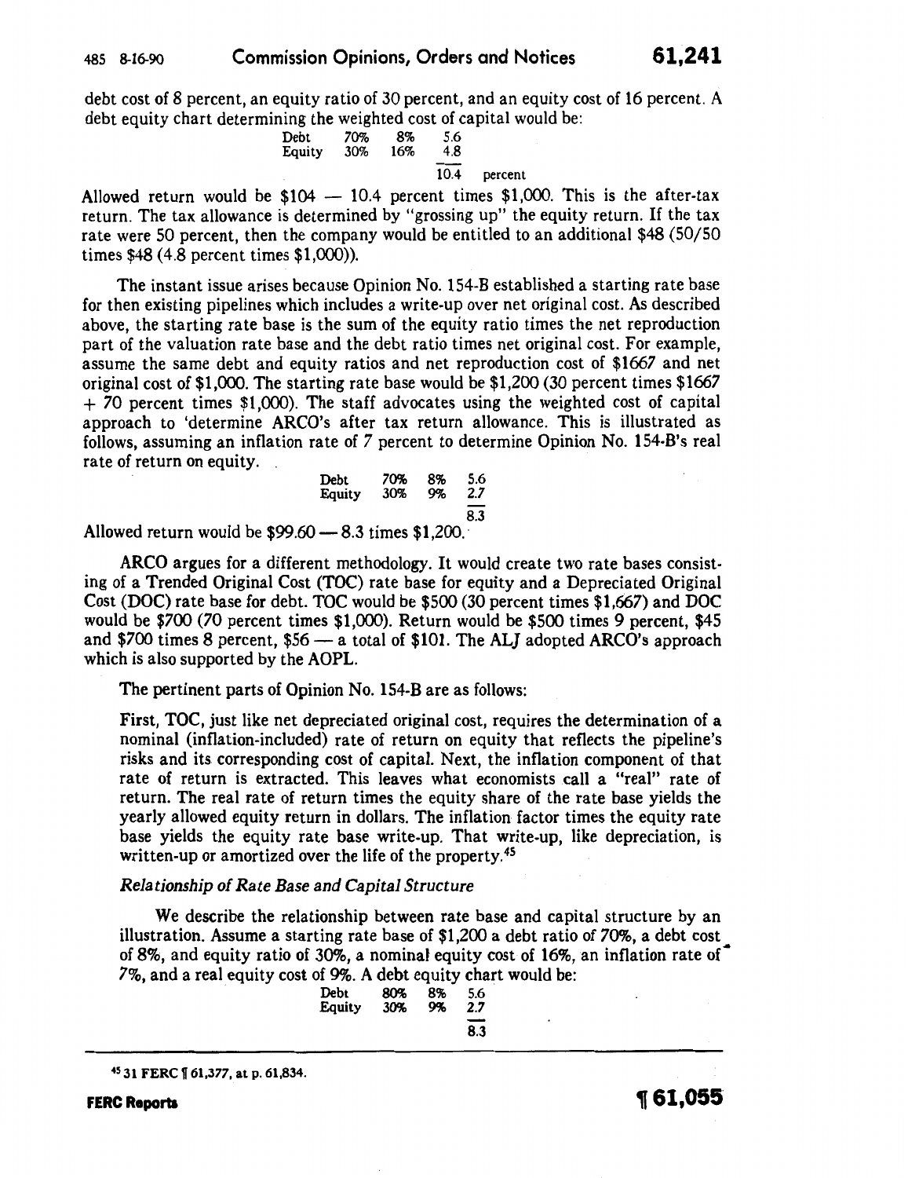debt cost of 8 percent, an equity ratio of 30 percent, and an equity cost of 16 percent. A debt equity chart determining the weighted cost of capital would be:

| | | | |
|---|---|---|---|
| Debt | 70% | 8% | 5.6 |
| Equity | 30% | 16% | 4.8 |
| | | | 10.4 percent |

Allowed return would be $104 — 10.4 percent times $1,000. This is the after-tax return. The tax allowance is determined by "grossing up" the equity return. If the tax rate were 50 percent, then the company would be entitled to an additional $48 (50/50 times $48 (4.8 percent times $1,000)).

The instant issue arises because Opinion No. 154-B established a starting rate base for then existing pipelines which includes a write-up over net original cost. As described above, the starting rate base is the sum of the equity ratio times the net reproduction part of the valuation rate base and the debt ratio times net original cost. For example, assume the same debt and equity ratios and net reproduction cost of $1667 and net original cost of $1,000. The starting rate base would be $1,200 (30 percent times $1667 + 70 percent times $1,000). The staff advocates using the weighted cost of capital approach to 'determine ARCO's after tax return allowance. This is illustrated as follows, assuming an inflation rate of 7 percent to determine Opinion No. 154-B's real rate of return on equity.

| | | | |
|---|---|---|---|
| Debt | 70% | 8% | 5.6 |
| Equity | 30% | 9% | 2.7 |
| | | | 8.3 |

Allowed return would be $99.60 — 8.3 times $1,200.

ARCO argues for a different methodology. It would create two rate bases consisting of a Trended Original Cost (TOC) rate base for equity and a Depreciated Original Cost (DOC) rate base for debt. TOC would be $500 (30 percent times $1,667) and DOC would be $700 (70 percent times $1,000). Return would be $500 times 9 percent, $45 and $700 times 8 percent, $56 — a total of $101. The ALJ adopted ARCO's approach which is also supported by the AOPL.

The pertinent parts of Opinion No. 154-B are as follows:

> First, TOC, just like net depreciated original cost, requires the determination of a nominal (inflation-included) rate of return on equity that reflects the pipeline's risks and its corresponding cost of capital. Next, the inflation component of that rate of return is extracted. This leaves what economists call a "real" rate of return. The real rate of return times the equity share of the rate base yields the yearly allowed equity return in dollars. The inflation factor times the equity rate base yields the equity rate base write-up. That write-up, like depreciation, is written-up or amortized over the life of the property.[45]
>
> *Relationship of Rate Base and Capital Structure*
>
> We describe the relationship between rate base and capital structure by an illustration. Assume a starting rate base of $1,200 a debt ratio of 70%, a debt cost of 8%, and equity ratio of 30%, a nominal equity cost of 16%, an inflation rate of 7%, and a real equity cost of 9%. A debt equity chart would be:
>
> | | | | |
> |---|---|---|---|
> | Debt | 80% | 8% | 5.6 |
> | Equity | 30% | 9% | 2.7 |
> | | | | 8.3 |

---

[45] 31 FERC ¶ 61,377, at p. 61,834.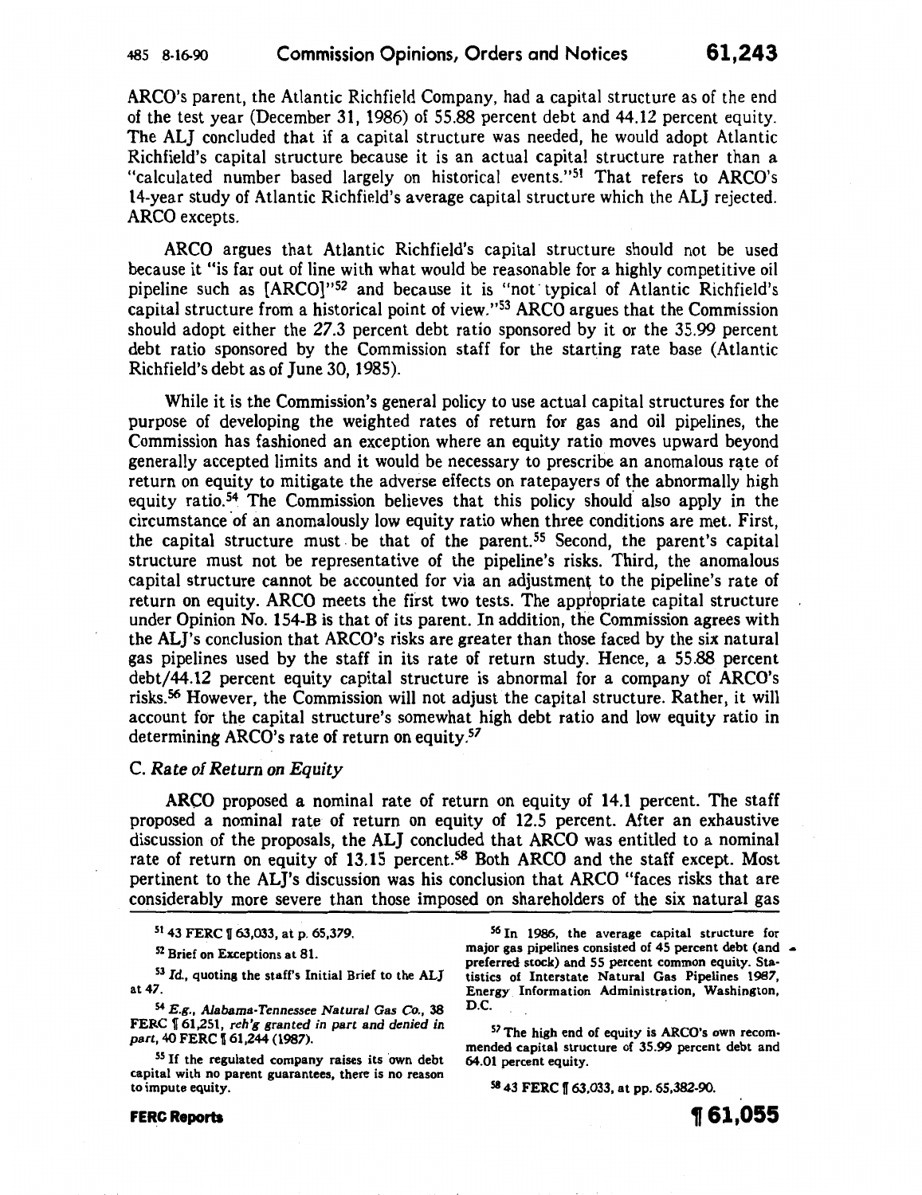ARCO's parent, the Atlantic Richfield Company, had a capital structure as of the end of the test year (December 31, 1986) of 55.88 percent debt and 44.12 percent equity. The ALJ concluded that if a capital structure was needed, he would adopt Atlantic Richfield's capital structure because it is an actual capital structure rather than a "calculated number based largely on historical events."[51] That refers to ARCO's 14-year study of Atlantic Richfield's average capital structure which the ALJ rejected. ARCO excepts.

ARCO argues that Atlantic Richfield's capital structure should not be used because it "is far out of line with what would be reasonable for a highly competitive oil pipeline such as [ARCO]"[52] and because it is "not typical of Atlantic Richfield's capital structure from a historical point of view."[53] ARCO argues that the Commission should adopt either the 27.3 percent debt ratio sponsored by it or the 35.99 percent debt ratio sponsored by the Commission staff for the starting rate base (Atlantic Richfield's debt as of June 30, 1985).

While it is the Commission's general policy to use actual capital structures for the purpose of developing the weighted rates of return for gas and oil pipelines, the Commission has fashioned an exception where an equity ratio moves upward beyond generally accepted limits and it would be necessary to prescribe an anomalous rate of return on equity to mitigate the adverse effects on ratepayers of the abnormally high equity ratio.[54] The Commission believes that this policy should also apply in the circumstance of an anomalously low equity ratio when three conditions are met. First, the capital structure must be that of the parent.[55] Second, the parent's capital structure must not be representative of the pipeline's risks. Third, the anomalous capital structure cannot be accounted for via an adjustment to the pipeline's rate of return on equity. ARCO meets the first two tests. The appropriate capital structure under Opinion No. 154-B is that of its parent. In addition, the Commission agrees with the ALJ's conclusion that ARCO's risks are greater than those faced by the six natural gas pipelines used by the staff in its rate of return study. Hence, a 55.88 percent debt/44.12 percent equity capital structure is abnormal for a company of ARCO's risks.[56] However, the Commission will not adjust the capital structure. Rather, it will account for the capital structure's somewhat high debt ratio and low equity ratio in determining ARCO's rate of return on equity.[57]

### C. *Rate of Return on Equity*

ARCO proposed a nominal rate of return on equity of 14.1 percent. The staff proposed a nominal rate of return on equity of 12.5 percent. After an exhaustive discussion of the proposals, the ALJ concluded that ARCO was entitled to a nominal rate of return on equity of 13.15 percent.[58] Both ARCO and the staff except. Most pertinent to the ALJ's discussion was his conclusion that ARCO "faces risks that are considerably more severe than those imposed on shareholders of the six natural gas

---

[51] 43 FERC ¶ 63,033, at p. 65,379.

[52] Brief on Exceptions at 81.

[53] *Id.*, quoting the staff's Initial Brief to the ALJ at 47.

[54] *E.g.*, *Alabama-Tennessee Natural Gas Co.*, 38 FERC ¶ 61,251, *reh'g granted in part and denied in part*, 40 FERC ¶ 61,244 (1987).

[55] If the regulated company raises its own debt capital with no parent guarantees, there is no reason to impute equity.

[56] In 1986, the average capital structure for major gas pipelines consisted of 45 percent debt (and preferred stock) and 55 percent common equity. Statistics of Interstate Natural Gas Pipelines 1987, Energy Information Administration, Washington, D.C.

[57] The high end of equity is ARCO's own recommended capital structure of 35.99 percent debt and 64.01 percent equity.

[58] 43 FERC ¶ 63,033, at pp. 65,382-90.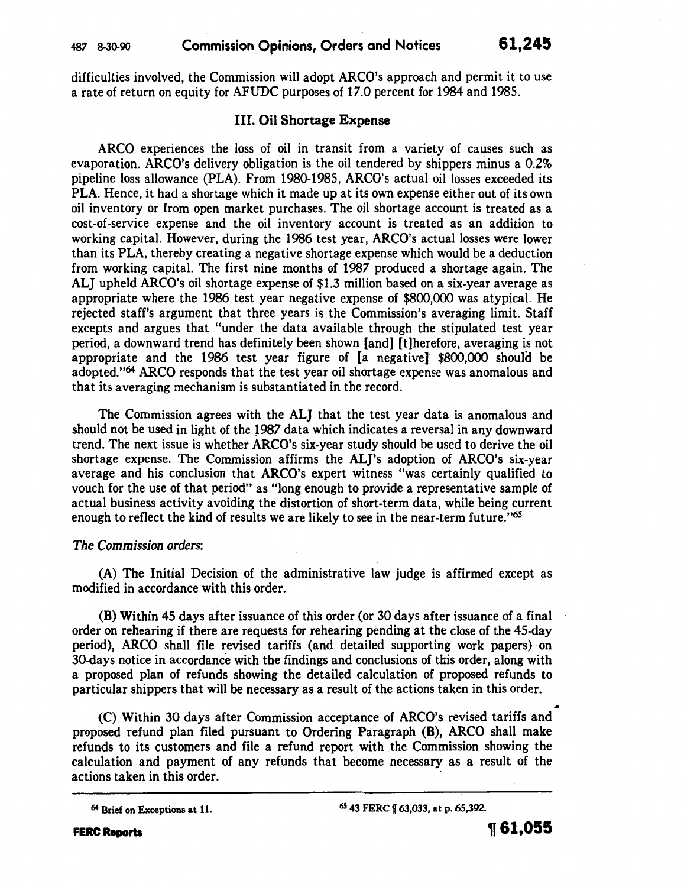difficulties involved, the Commission will adopt ARCO's approach and permit it to use a rate of return on equity for AFUDC purposes of 17.0 percent for 1984 and 1985.

### III. Oil Shortage Expense

ARCO experiences the loss of oil in transit from a variety of causes such as evaporation. ARCO's delivery obligation is the oil tendered by shippers minus a 0.2% pipeline loss allowance (PLA). From 1980-1985, ARCO's actual oil losses exceeded its PLA. Hence, it had a shortage which it made up at its own expense either out of its own oil inventory or from open market purchases. The oil shortage account is treated as a cost-of-service expense and the oil inventory account is treated as an addition to working capital. However, during the 1986 test year, ARCO's actual losses were lower than its PLA, thereby creating a negative shortage expense which would be a deduction from working capital. The first nine months of 1987 produced a shortage again. The ALJ upheld ARCO's oil shortage expense of $1.3 million based on a six-year average as appropriate where the 1986 test year negative expense of $800,000 was atypical. He rejected staff's argument that three years is the Commission's averaging limit. Staff excepts and argues that "under the data available through the stipulated test year period, a downward trend has definitely been shown [and] [t]herefore, averaging is not appropriate and the 1986 test year figure of [a negative] $800,000 should be adopted."[64] ARCO responds that the test year oil shortage expense was anomalous and that its averaging mechanism is substantiated in the record.

The Commission agrees with the ALJ that the test year data is anomalous and should not be used in light of the 1987 data which indicates a reversal in any downward trend. The next issue is whether ARCO's six-year study should be used to derive the oil shortage expense. The Commission affirms the ALJ's adoption of ARCO's six-year average and his conclusion that ARCO's expert witness "was certainly qualified to vouch for the use of that period" as "long enough to provide a representative sample of actual business activity avoiding the distortion of short-term data, while being current enough to reflect the kind of results we are likely to see in the near-term future."[65]

*The Commission orders*:

(A) The Initial Decision of the administrative law judge is affirmed except as modified in accordance with this order.

(B) Within 45 days after issuance of this order (or 30 days after issuance of a final order on rehearing if there are requests for rehearing pending at the close of the 45-day period), ARCO shall file revised tariffs (and detailed supporting work papers) on 30-days notice in accordance with the findings and conclusions of this order, along with a proposed plan of refunds showing the detailed calculation of proposed refunds to particular shippers that will be necessary as a result of the actions taken in this order.

(C) Within 30 days after Commission acceptance of ARCO's revised tariffs and proposed refund plan filed pursuant to Ordering Paragraph (B), ARCO shall make refunds to its customers and file a refund report with the Commission showing the calculation and payment of any refunds that become necessary as a result of the actions taken in this order.

---

[64] Brief on Exceptions at 11.

[65] 43 FERC ¶ 63,033, at p. 65,392.